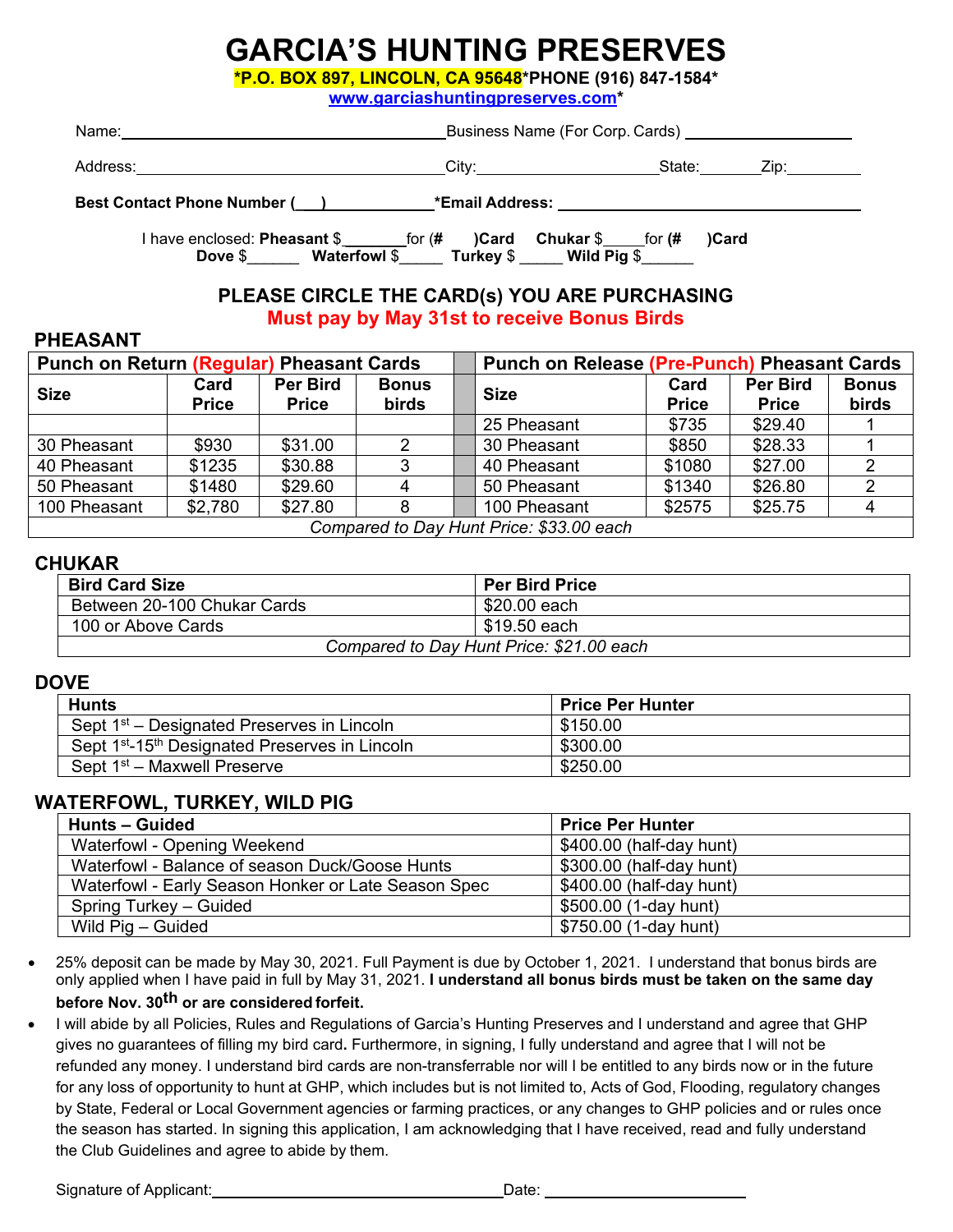# GARCIA'S HUNTING PRESERVES

**\*P.O. BOX 897, LINCOLN, CA 95648\*PHONE (916) 847-1584\***

**www.garciashuntingpreserves.com\***

Name:______________________________________ Business Name (For Corp. Cards) ___________________

Address:____________________________________ City:____________________ State:_______ Zip:_________

**Best Contact Phone Number (___)____________ \*Email Address:** ___________________________________

I have enclosed: **Pheasant** $_______ for (**#** **)Card** **Chukar** $_____ for (**#** **)Card**
**Dove** $______ **Waterfowl** $_____ **Turkey** $ _____ **Wild Pig** $______

## PLEASE CIRCLE THE CARD(s) YOU ARE PURCHASING

**Must pay by May 31st to receive Bonus Birds**

### PHEASANT

| Punch on Return (Regular) Pheasant Cards | | | | Punch on Release (Pre-Punch) Pheasant Cards | | | |
|---|---|---|---|---|---|---|---|
| **Size** | **Card Price** | **Per Bird Price** | **Bonus birds** | **Size** | **Card Price** | **Per Bird Price** | **Bonus birds** |
| | | | | 25 Pheasant | $735 | $29.40 | 1 |
| 30 Pheasant | $930 | $31.00 | 2 | 30 Pheasant | $850 | $28.33 | 1 |
| 40 Pheasant | $1235 | $30.88 | 3 | 40 Pheasant | $1080 | $27.00 | 2 |
| 50 Pheasant | $1480 | $29.60 | 4 | 50 Pheasant | $1340 | $26.80 | 2 |
| 100 Pheasant | $2,780 | $27.80 | 8 | 100 Pheasant | $2575 | $25.75 | 4 |
| *Compared to Day Hunt Price: $33.00 each* | | | | | | | |

### CHUKAR

| Bird Card Size | Per Bird Price |
|---|---|
| Between 20-100 Chukar Cards | $20.00 each |
| 100 or Above Cards | $19.50 each |
| *Compared to Day Hunt Price: $21.00 each* | |

### DOVE

| Hunts | Price Per Hunter |
|---|---|
| Sept 1st – Designated Preserves in Lincoln | $150.00 |
| Sept 1st-15th Designated Preserves in Lincoln | $300.00 |
| Sept 1st – Maxwell Preserve | $250.00 |

### WATERFOWL, TURKEY, WILD PIG

| Hunts – Guided | Price Per Hunter |
|---|---|
| Waterfowl - Opening Weekend | $400.00 (half-day hunt) |
| Waterfowl - Balance of season Duck/Goose Hunts | $300.00 (half-day hunt) |
| Waterfowl - Early Season Honker or Late Season Spec | $400.00 (half-day hunt) |
| Spring Turkey – Guided | $500.00 (1-day hunt) |
| Wild Pig – Guided | $750.00 (1-day hunt) |

- 25% deposit can be made by May 30, 2021. Full Payment is due by October 1, 2021. I understand that bonus birds are only applied when I have paid in full by May 31, 2021. **I understand all bonus birds must be taken on the same day before Nov. 30th or are considered forfeit.**
- I will abide by all Policies, Rules and Regulations of Garcia's Hunting Preserves and I understand and agree that GHP gives no guarantees of filling my bird card**.** Furthermore, in signing, I fully understand and agree that I will not be refunded any money. I understand bird cards are non-transferrable nor will I be entitled to any birds now or in the future for any loss of opportunity to hunt at GHP, which includes but is not limited to, Acts of God, Flooding, regulatory changes by State, Federal or Local Government agencies or farming practices, or any changes to GHP policies and or rules once the season has started. In signing this application, I am acknowledging that I have received, read and fully understand the Club Guidelines and agree to abide by them.

Signature of Applicant:________________________________ Date: ______________________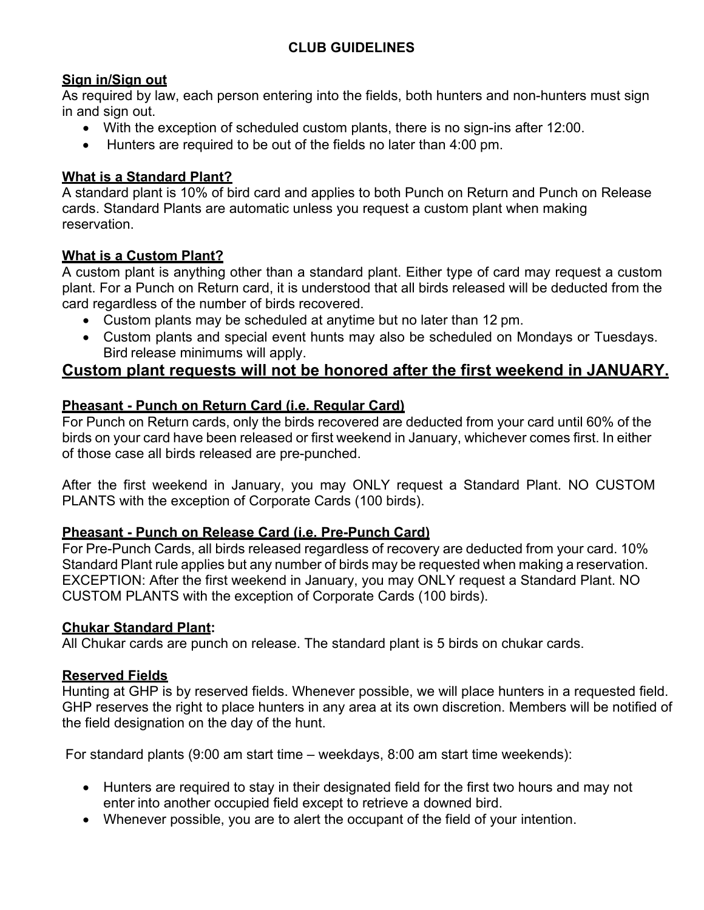# CLUB GUIDELINES

**Sign in/Sign out**

As required by law, each person entering into the fields, both hunters and non-hunters must sign in and sign out.

- With the exception of scheduled custom plants, there is no sign-ins after 12:00.
- Hunters are required to be out of the fields no later than 4:00 pm.

**What is a Standard Plant?**

A standard plant is 10% of bird card and applies to both Punch on Return and Punch on Release cards. Standard Plants are automatic unless you request a custom plant when making reservation.

**What is a Custom Plant?**

A custom plant is anything other than a standard plant. Either type of card may request a custom plant. For a Punch on Return card, it is understood that all birds released will be deducted from the card regardless of the number of birds recovered.

- Custom plants may be scheduled at anytime but no later than 12 pm.
- Custom plants and special event hunts may also be scheduled on Mondays or Tuesdays. Bird release minimums will apply.

## Custom plant requests will not be honored after the first weekend in JANUARY.

**Pheasant - Punch on Return Card (i.e. Regular Card)**

For Punch on Return cards, only the birds recovered are deducted from your card until 60% of the birds on your card have been released or first weekend in January, whichever comes first. In either of those case all birds released are pre-punched.

After the first weekend in January, you may ONLY request a Standard Plant. NO CUSTOM PLANTS with the exception of Corporate Cards (100 birds).

**Pheasant - Punch on Release Card (i.e. Pre-Punch Card)**

For Pre-Punch Cards, all birds released regardless of recovery are deducted from your card. 10% Standard Plant rule applies but any number of birds may be requested when making a reservation. EXCEPTION: After the first weekend in January, you may ONLY request a Standard Plant. NO CUSTOM PLANTS with the exception of Corporate Cards (100 birds).

**Chukar Standard Plant:**

All Chukar cards are punch on release. The standard plant is 5 birds on chukar cards.

**Reserved Fields**

Hunting at GHP is by reserved fields. Whenever possible, we will place hunters in a requested field. GHP reserves the right to place hunters in any area at its own discretion. Members will be notified of the field designation on the day of the hunt.

For standard plants (9:00 am start time – weekdays, 8:00 am start time weekends):

- Hunters are required to stay in their designated field for the first two hours and may not enter into another occupied field except to retrieve a downed bird.
- Whenever possible, you are to alert the occupant of the field of your intention.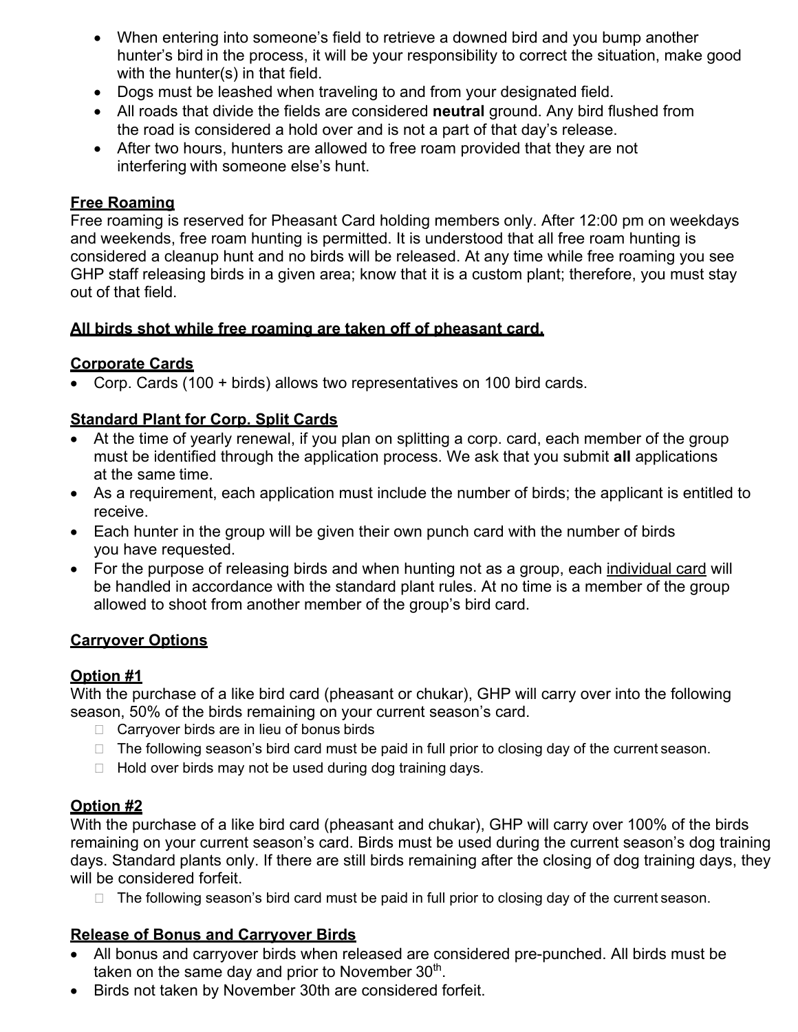- When entering into someone's field to retrieve a downed bird and you bump another hunter's bird in the process, it will be your responsibility to correct the situation, make good with the hunter(s) in that field.
- Dogs must be leashed when traveling to and from your designated field.
- All roads that divide the fields are considered **neutral** ground. Any bird flushed from the road is considered a hold over and is not a part of that day's release.
- After two hours, hunters are allowed to free roam provided that they are not interfering with someone else's hunt.

## Free Roaming

Free roaming is reserved for Pheasant Card holding members only. After 12:00 pm on weekdays and weekends, free roam hunting is permitted. It is understood that all free roam hunting is considered a cleanup hunt and no birds will be released. At any time while free roaming you see GHP staff releasing birds in a given area; know that it is a custom plant; therefore, you must stay out of that field.

**All birds shot while free roaming are taken off of pheasant card.**

## Corporate Cards

- Corp. Cards (100 + birds) allows two representatives on 100 bird cards.

## Standard Plant for Corp. Split Cards

- At the time of yearly renewal, if you plan on splitting a corp. card, each member of the group must be identified through the application process. We ask that you submit **all** applications at the same time.
- As a requirement, each application must include the number of birds; the applicant is entitled to receive.
- Each hunter in the group will be given their own punch card with the number of birds you have requested.
- For the purpose of releasing birds and when hunting not as a group, each individual card will be handled in accordance with the standard plant rules. At no time is a member of the group allowed to shoot from another member of the group's bird card.

## Carryover Options

### Option #1

With the purchase of a like bird card (pheasant or chukar), GHP will carry over into the following season, 50% of the birds remaining on your current season's card.

- Carryover birds are in lieu of bonus birds
- The following season's bird card must be paid in full prior to closing day of the current season.
- Hold over birds may not be used during dog training days.

### Option #2

With the purchase of a like bird card (pheasant and chukar), GHP will carry over 100% of the birds remaining on your current season's card. Birds must be used during the current season's dog training days. Standard plants only. If there are still birds remaining after the closing of dog training days, they will be considered forfeit.

- The following season's bird card must be paid in full prior to closing day of the current season.

## Release of Bonus and Carryover Birds

- All bonus and carryover birds when released are considered pre-punched. All birds must be taken on the same day and prior to November 30th.
- Birds not taken by November 30th are considered forfeit.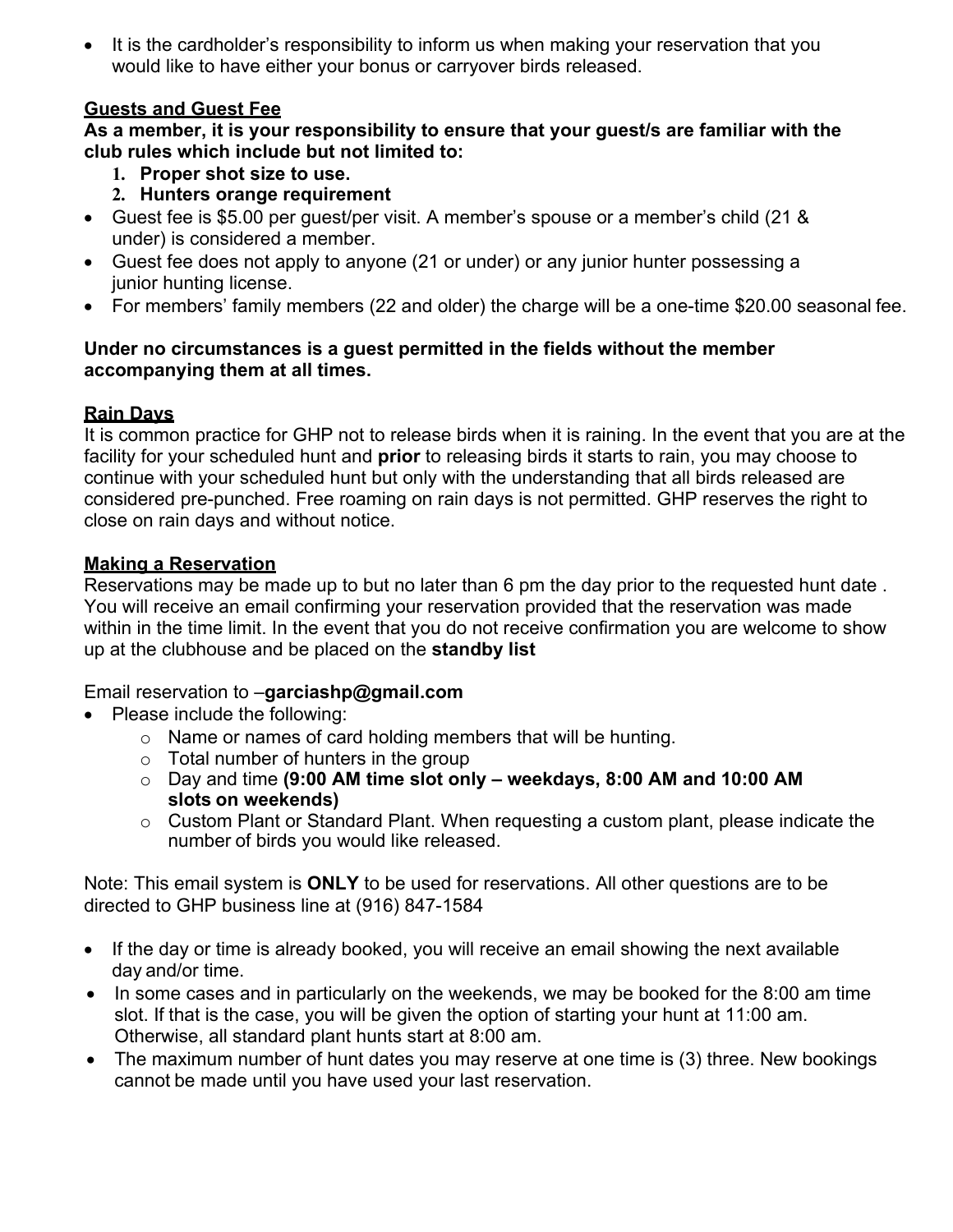- It is the cardholder's responsibility to inform us when making your reservation that you would like to have either your bonus or carryover birds released.

## Guests and Guest Fee

**As a member, it is your responsibility to ensure that your guest/s are familiar with the club rules which include but not limited to:**

1. **Proper shot size to use.**
2. **Hunters orange requirement**

- Guest fee is $5.00 per guest/per visit. A member's spouse or a member's child (21 & under) is considered a member.
- Guest fee does not apply to anyone (21 or under) or any junior hunter possessing a junior hunting license.
- For members' family members (22 and older) the charge will be a one-time $20.00 seasonal fee.

**Under no circumstances is a guest permitted in the fields without the member accompanying them at all times.**

## Rain Days

It is common practice for GHP not to release birds when it is raining. In the event that you are at the facility for your scheduled hunt and **prior** to releasing birds it starts to rain, you may choose to continue with your scheduled hunt but only with the understanding that all birds released are considered pre-punched. Free roaming on rain days is not permitted. GHP reserves the right to close on rain days and without notice.

## Making a Reservation

Reservations may be made up to but no later than 6 pm the day prior to the requested hunt date . You will receive an email confirming your reservation provided that the reservation was made within in the time limit. In the event that you do not receive confirmation you are welcome to show up at the clubhouse and be placed on the **standby list**

Email reservation to –**garciashp@gmail.com**

- Please include the following:
  - Name or names of card holding members that will be hunting.
  - Total number of hunters in the group
  - Day and time **(9:00 AM time slot only – weekdays, 8:00 AM and 10:00 AM slots on weekends)**
  - Custom Plant or Standard Plant. When requesting a custom plant, please indicate the number of birds you would like released.

Note: This email system is **ONLY** to be used for reservations. All other questions are to be directed to GHP business line at (916) 847-1584

- If the day or time is already booked, you will receive an email showing the next available day and/or time.
- In some cases and in particularly on the weekends, we may be booked for the 8:00 am time slot. If that is the case, you will be given the option of starting your hunt at 11:00 am. Otherwise, all standard plant hunts start at 8:00 am.
- The maximum number of hunt dates you may reserve at one time is (3) three. New bookings cannot be made until you have used your last reservation.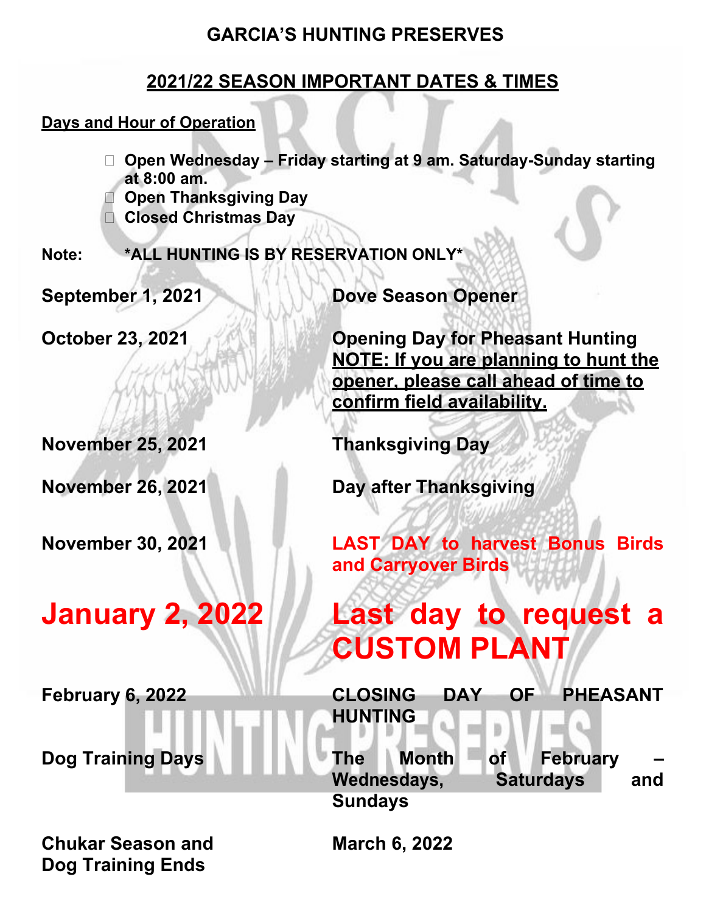# GARCIA'S HUNTING PRESERVES

## 2021/22 SEASON IMPORTANT DATES & TIMES

**Days and Hour of Operation**

- **Open Wednesday – Friday starting at 9 am. Saturday-Sunday starting at 8:00 am.**
- **Open Thanksgiving Day**
- **Closed Christmas Day**

**Note: \*ALL HUNTING IS BY RESERVATION ONLY\***

| | |
|---|---|
| **September 1, 2021** | **Dove Season Opener** |
| **October 23, 2021** | **Opening Day for Pheasant Hunting** **NOTE: If you are planning to hunt the opener, please call ahead of time to confirm field availability.** |
| **November 25, 2021** | **Thanksgiving Day** |
| **November 26, 2021** | **Day after Thanksgiving** |
| **November 30, 2021** | **LAST DAY to harvest Bonus Birds and Carryover Birds** |
| **January 2, 2022** | **Last day to request a CUSTOM PLANT** |
| **February 6, 2022** | **CLOSING DAY OF PHEASANT HUNTING** |
| **Dog Training Days** | **The Month of February – Wednesdays, Saturdays and Sundays** |
| **Chukar Season and Dog Training Ends** | **March 6, 2022** |